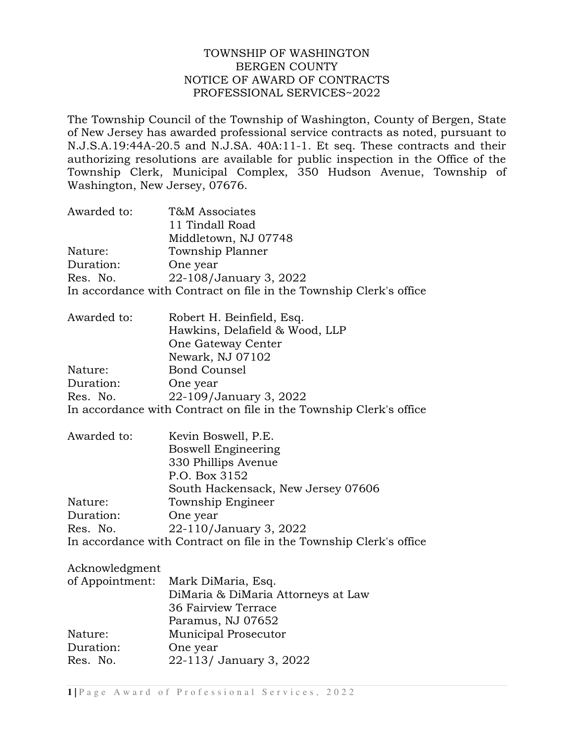# TOWNSHIP OF WASHINGTON
## BERGEN COUNTY
## NOTICE OF AWARD OF CONTRACTS
## PROFESSIONAL SERVICES~2022

The Township Council of the Township of Washington, County of Bergen, State of New Jersey has awarded professional service contracts as noted, pursuant to N.J.S.A.19:44A-20.5 and N.J.SA. 40A:11-1. Et seq. These contracts and their authorizing resolutions are available for public inspection in the Office of the Township Clerk, Municipal Complex, 350 Hudson Avenue, Township of Washington, New Jersey, 07676.

Awarded to: T&M Associates
11 Tindall Road
Middletown, NJ 07748
Nature: Township Planner
Duration: One year
Res. No. 22-108/January 3, 2022
In accordance with Contract on file in the Township Clerk's office

Awarded to: Robert H. Beinfield, Esq.
Hawkins, Delafield & Wood, LLP
One Gateway Center
Newark, NJ 07102
Nature: Bond Counsel
Duration: One year
Res. No. 22-109/January 3, 2022
In accordance with Contract on file in the Township Clerk's office

Awarded to: Kevin Boswell, P.E.
Boswell Engineering
330 Phillips Avenue
P.O. Box 3152
South Hackensack, New Jersey 07606
Nature: Township Engineer
Duration: One year
Res. No. 22-110/January 3, 2022
In accordance with Contract on file in the Township Clerk's office

Acknowledgment of Appointment: Mark DiMaria, Esq.
DiMaria & DiMaria Attorneys at Law
36 Fairview Terrace
Paramus, NJ 07652
Nature: Municipal Prosecutor
Duration: One year
Res. No. 22-113/ January 3, 2022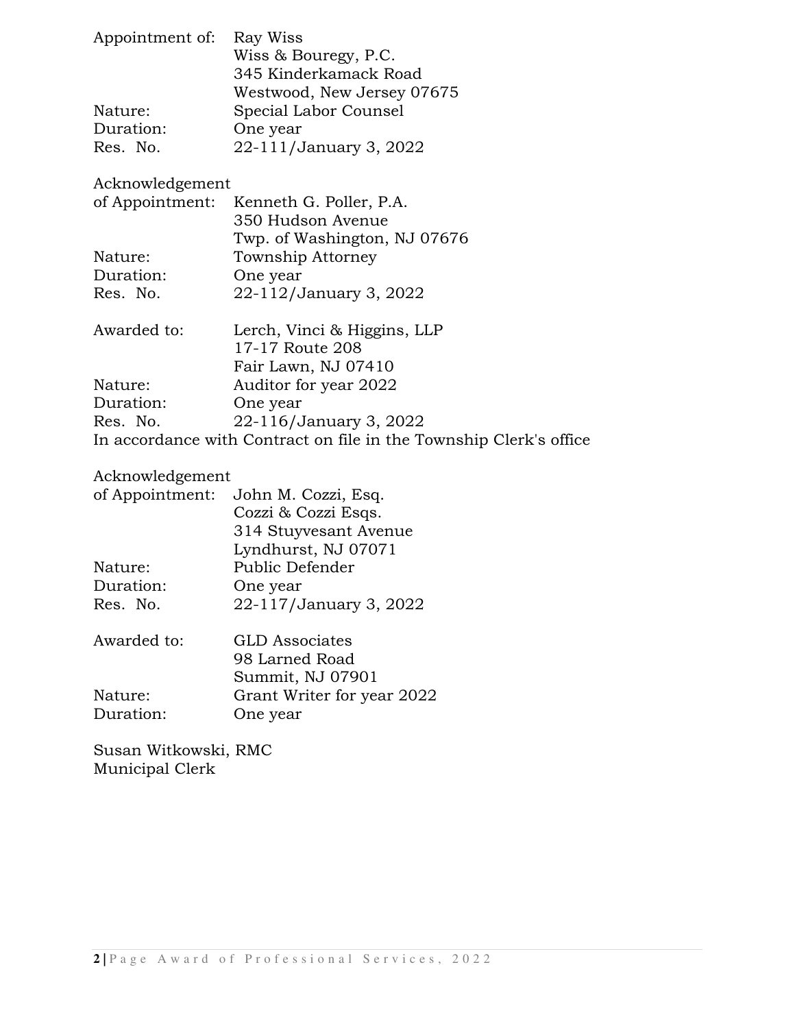Appointment of: Ray Wiss
Wiss & Bouregy, P.C.
345 Kinderkamack Road
Westwood, New Jersey 07675
Nature: Special Labor Counsel
Duration: One year
Res. No. 22-111/January 3, 2022

Acknowledgement
of Appointment: Kenneth G. Poller, P.A.
350 Hudson Avenue
Twp. of Washington, NJ 07676
Nature: Township Attorney
Duration: One year
Res. No. 22-112/January 3, 2022

Awarded to: Lerch, Vinci & Higgins, LLP
17-17 Route 208
Fair Lawn, NJ 07410
Nature: Auditor for year 2022
Duration: One year
Res. No. 22-116/January 3, 2022
In accordance with Contract on file in the Township Clerk's office

Acknowledgement
of Appointment: John M. Cozzi, Esq.
Cozzi & Cozzi Esqs.
314 Stuyvesant Avenue
Lyndhurst, NJ 07071
Nature: Public Defender
Duration: One year
Res. No. 22-117/January 3, 2022

Awarded to: GLD Associates
98 Larned Road
Summit, NJ 07901
Nature: Grant Writer for year 2022
Duration: One year

Susan Witkowski, RMC
Municipal Clerk